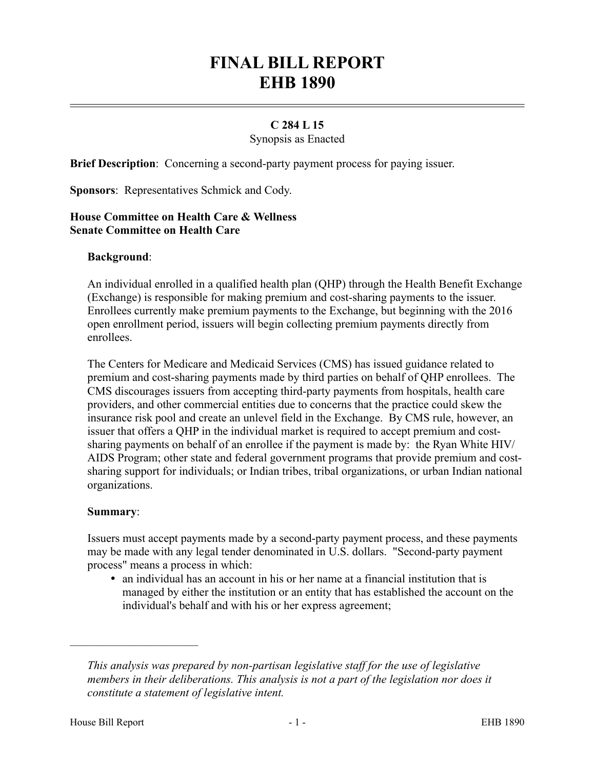# FINAL BILL REPORT
# EHB 1890

**C 284 L 15**
Synopsis as Enacted

**Brief Description**: Concerning a second-party payment process for paying issuer.

**Sponsors**: Representatives Schmick and Cody.

**House Committee on Health Care & Wellness**
**Senate Committee on Health Care**

**Background**:

An individual enrolled in a qualified health plan (QHP) through the Health Benefit Exchange (Exchange) is responsible for making premium and cost-sharing payments to the issuer. Enrollees currently make premium payments to the Exchange, but beginning with the 2016 open enrollment period, issuers will begin collecting premium payments directly from enrollees.

The Centers for Medicare and Medicaid Services (CMS) has issued guidance related to premium and cost-sharing payments made by third parties on behalf of QHP enrollees. The CMS discourages issuers from accepting third-party payments from hospitals, health care providers, and other commercial entities due to concerns that the practice could skew the insurance risk pool and create an unlevel field in the Exchange. By CMS rule, however, an issuer that offers a QHP in the individual market is required to accept premium and cost-sharing payments on behalf of an enrollee if the payment is made by: the Ryan White HIV/AIDS Program; other state and federal government programs that provide premium and cost-sharing support for individuals; or Indian tribes, tribal organizations, or urban Indian national organizations.

**Summary**:

Issuers must accept payments made by a second-party payment process, and these payments may be made with any legal tender denominated in U.S. dollars. "Second-party payment process" means a process in which:

- an individual has an account in his or her name at a financial institution that is managed by either the institution or an entity that has established the account on the individual's behalf and with his or her express agreement;

---

*This analysis was prepared by non-partisan legislative staff for the use of legislative members in their deliberations. This analysis is not a part of the legislation nor does it constitute a statement of legislative intent.*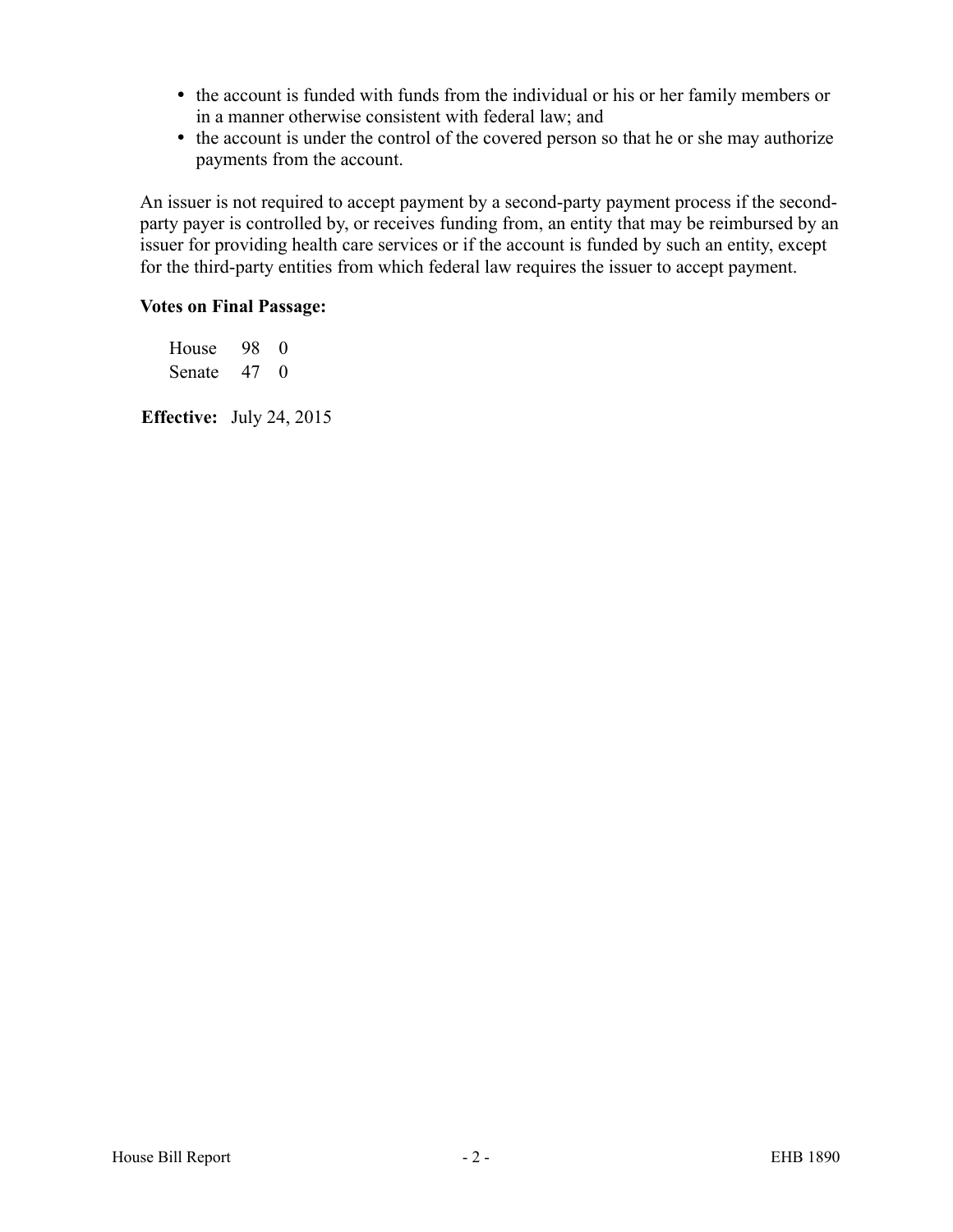- the account is funded with funds from the individual or his or her family members or in a manner otherwise consistent with federal law; and
- the account is under the control of the covered person so that he or she may authorize payments from the account.

An issuer is not required to accept payment by a second-party payment process if the second-party payer is controlled by, or receives funding from, an entity that may be reimbursed by an issuer for providing health care services or if the account is funded by such an entity, except for the third-party entities from which federal law requires the issuer to accept payment.

**Votes on Final Passage:**

| | | |
|---|---|---|
| House | 98 | 0 |
| Senate | 47 | 0 |

**Effective:** July 24, 2015